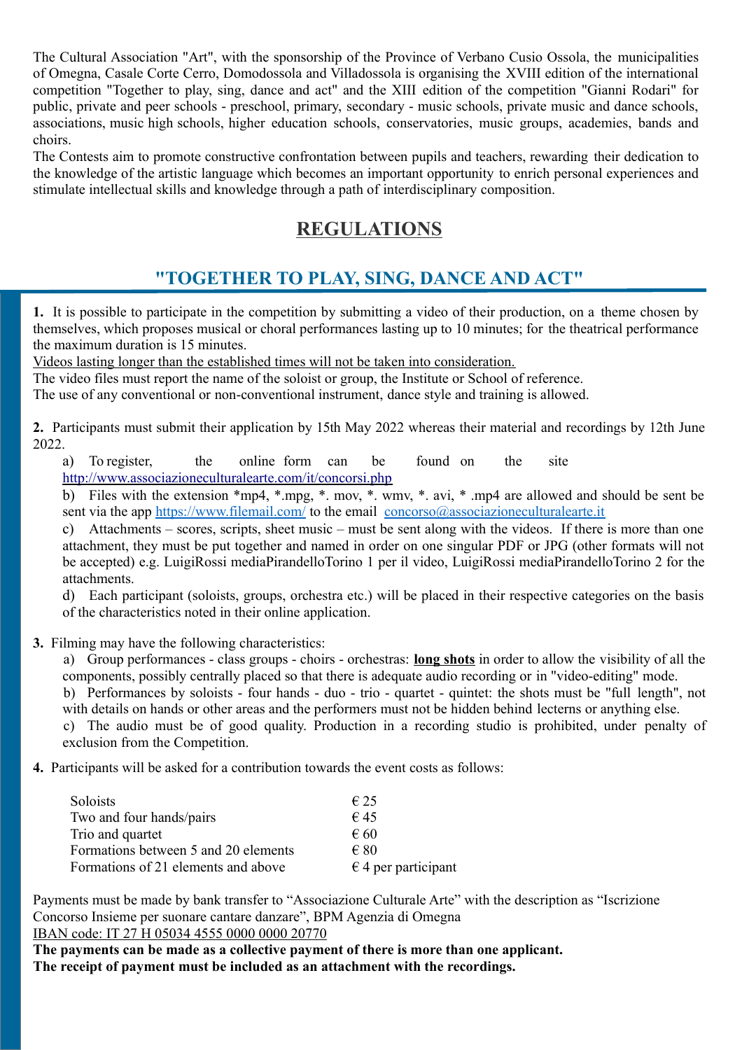The Cultural Association "Art", with the sponsorship of the Province of Verbano Cusio Ossola, the municipalities of Omegna, Casale Corte Cerro, Domodossola and Villadossola is organising the XVIII edition of the international competition "Together to play, sing, dance and act" and the XIII edition of the competition "Gianni Rodari" for public, private and peer schools - preschool, primary, secondary - music schools, private music and dance schools, associations, music high schools, higher education schools, conservatories, music groups, academies, bands and choirs.

The Contests aim to promote constructive confrontation between pupils and teachers, rewarding their dedication to the knowledge of the artistic language which becomes an important opportunity to enrich personal experiences and stimulate intellectual skills and knowledge through a path of interdisciplinary composition.

# REGULATIONS

## "TOGETHER TO PLAY, SING, DANCE AND ACT"

**1.** It is possible to participate in the competition by submitting a video of their production, on a theme chosen by themselves, which proposes musical or choral performances lasting up to 10 minutes; for the theatrical performance the maximum duration is 15 minutes.

<u>Videos lasting longer than the established times will not be taken into consideration.</u>

The video files must report the name of the soloist or group, the Institute or School of reference.

The use of any conventional or non-conventional instrument, dance style and training is allowed.

**2.** Participants must submit their application by 15th May 2022 whereas their material and recordings by 12th June 2022.

a) To register, the online form can be found on the site http://www.associazioneculturalearte.com/it/concorsi.php

b) Files with the extension *mp4, *.mpg, *. mov, *. wmv, *. avi, * .mp4 are allowed and should be sent be sent via the app https://www.filemail.com/ to the email concorso@associazioneculturalearte.it

c) Attachments – scores, scripts, sheet music – must be sent along with the videos. If there is more than one attachment, they must be put together and named in order on one singular PDF or JPG (other formats will not be accepted) e.g. LuigiRossi mediaPirandelloTorino 1 per il video, LuigiRossi mediaPirandelloTorino 2 for the attachments.

d) Each participant (soloists, groups, orchestra etc.) will be placed in their respective categories on the basis of the characteristics noted in their online application.

**3.** Filming may have the following characteristics:

a) Group performances - class groups - choirs - orchestras: **<u>long shots</u>** in order to allow the visibility of all the components, possibly centrally placed so that there is adequate audio recording or in "video-editing" mode.

b) Performances by soloists - four hands - duo - trio - quartet - quintet: the shots must be "full length", not with details on hands or other areas and the performers must not be hidden behind lecterns or anything else.

c) The audio must be of good quality. Production in a recording studio is prohibited, under penalty of exclusion from the Competition.

**4.** Participants will be asked for a contribution towards the event costs as follows:

| | |
|---|---|
| Soloists | € 25 |
| Two and four hands/pairs | € 45 |
| Trio and quartet | € 60 |
| Formations between 5 and 20 elements | € 80 |
| Formations of 21 elements and above | € 4 per participant |

Payments must be made by bank transfer to "Associazione Culturale Arte" with the description as "Iscrizione Concorso Insieme per suonare cantare danzare", BPM Agenzia di Omegna
<u>IBAN code: IT 27 H 05034 4555 0000 0000 20770</u>

**The payments can be made as a collective payment of there is more than one applicant.**
**The receipt of payment must be included as an attachment with the recordings.**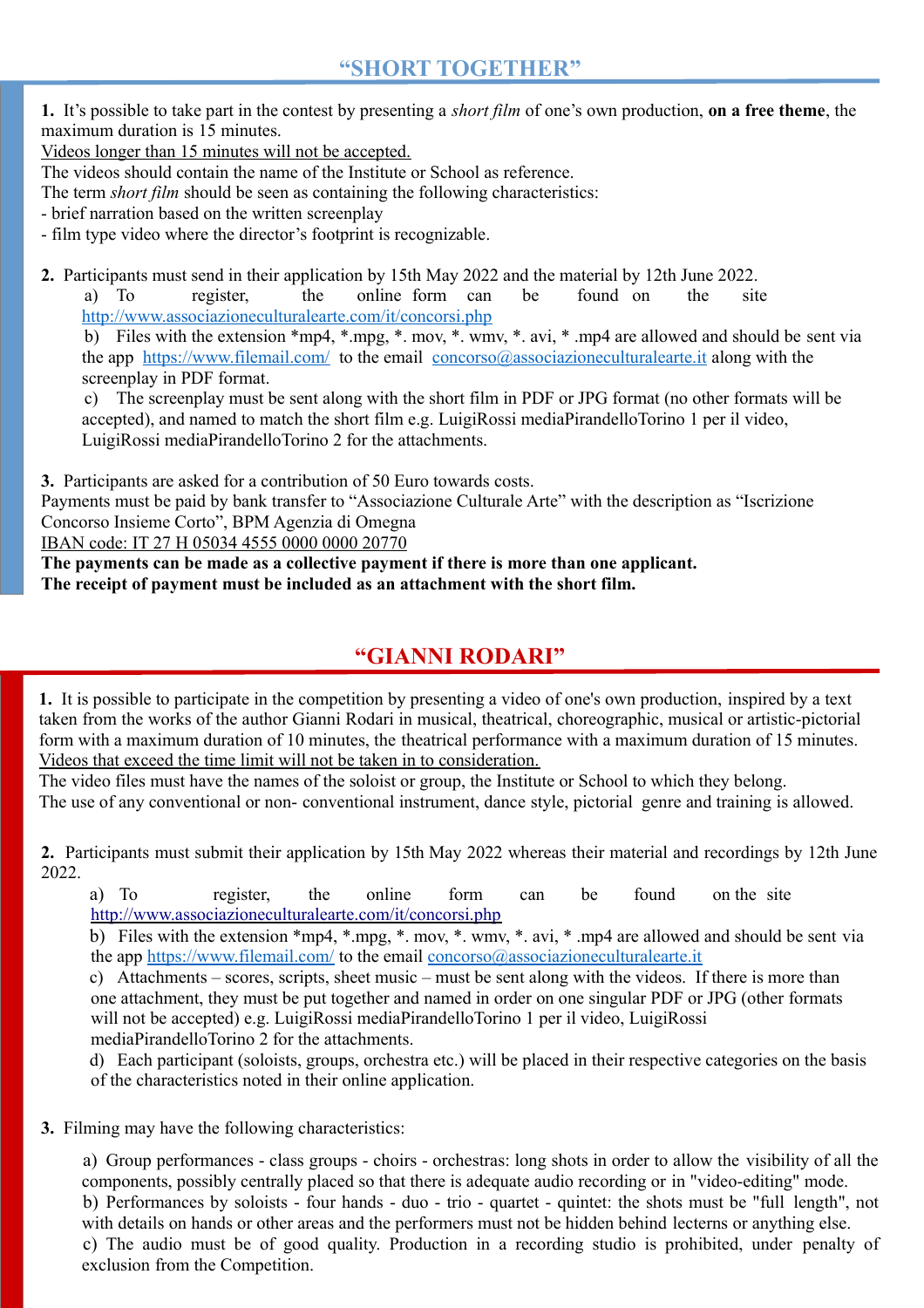## “SHORT TOGETHER”

**1.** It’s possible to take part in the contest by presenting a *short film* of one’s own production, **on a free theme**, the maximum duration is 15 minutes.

Videos longer than 15 minutes will not be accepted.

The videos should contain the name of the Institute or School as reference.

The term *short film* should be seen as containing the following characteristics:

- brief narration based on the written screenplay
- film type video where the director’s footprint is recognizable.

**2.** Participants must send in their application by 15th May 2022 and the material by 12th June 2022.

a) To register, the online form can be found on the site http://www.associazioneculturalearte.com/it/concorsi.php

b) Files with the extension *mp4, *.mpg, *. mov, *. wmv, *. avi, * .mp4 are allowed and should be sent via the app https://www.filemail.com/ to the email concorso@associazioneculturalearte.it along with the screenplay in PDF format.

c) The screenplay must be sent along with the short film in PDF or JPG format (no other formats will be accepted), and named to match the short film e.g. LuigiRossi mediaPirandelloTorino 1 per il video, LuigiRossi mediaPirandelloTorino 2 for the attachments.

**3.** Participants are asked for a contribution of 50 Euro towards costs.

Payments must be paid by bank transfer to “Associazione Culturale Arte” with the description as “Iscrizione Concorso Insieme Corto”, BPM Agenzia di Omegna

IBAN code: IT 27 H 05034 4555 0000 0000 20770

**The payments can be made as a collective payment if there is more than one applicant.**

**The receipt of payment must be included as an attachment with the short film.**

## “GIANNI RODARI”

**1.** It is possible to participate in the competition by presenting a video of one's own production, inspired by a text taken from the works of the author Gianni Rodari in musical, theatrical, choreographic, musical or artistic-pictorial form with a maximum duration of 10 minutes, the theatrical performance with a maximum duration of 15 minutes.

Videos that exceed the time limit will not be taken in to consideration.

The video files must have the names of the soloist or group, the Institute or School to which they belong.

The use of any conventional or non- conventional instrument, dance style, pictorial genre and training is allowed.

**2.** Participants must submit their application by 15th May 2022 whereas their material and recordings by 12th June 2022.

a) To register, the online form can be found on the site http://www.associazioneculturalearte.com/it/concorsi.php

b) Files with the extension *mp4, *.mpg, *. mov, *. wmv, *. avi, * .mp4 are allowed and should be sent via the app https://www.filemail.com/ to the email concorso@associazioneculturalearte.it

c) Attachments – scores, scripts, sheet music – must be sent along with the videos. If there is more than one attachment, they must be put together and named in order on one singular PDF or JPG (other formats will not be accepted) e.g. LuigiRossi mediaPirandelloTorino 1 per il video, LuigiRossi mediaPirandelloTorino 2 for the attachments.

d) Each participant (soloists, groups, orchestra etc.) will be placed in their respective categories on the basis of the characteristics noted in their online application.

**3.** Filming may have the following characteristics:

a) Group performances - class groups - choirs - orchestras: long shots in order to allow the visibility of all the components, possibly centrally placed so that there is adequate audio recording or in "video-editing" mode.

b) Performances by soloists - four hands - duo - trio - quartet - quintet: the shots must be "full length", not with details on hands or other areas and the performers must not be hidden behind lecterns or anything else.

c) The audio must be of good quality. Production in a recording studio is prohibited, under penalty of exclusion from the Competition.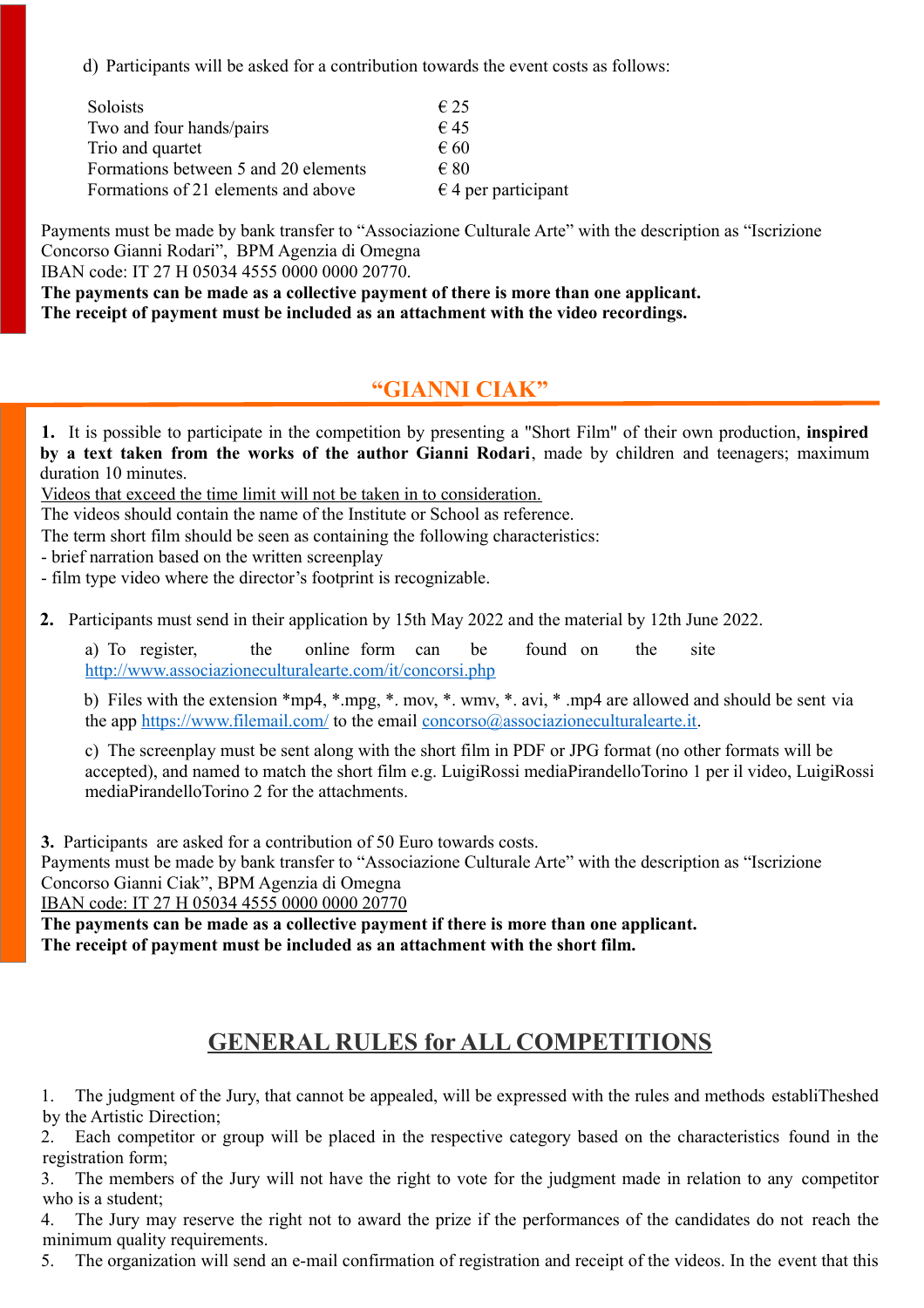d) Participants will be asked for a contribution towards the event costs as follows:

| | |
|---|---|
| Soloists | € 25 |
| Two and four hands/pairs | € 45 |
| Trio and quartet | € 60 |
| Formations between 5 and 20 elements | € 80 |
| Formations of 21 elements and above | € 4 per participant |

Payments must be made by bank transfer to "Associazione Culturale Arte" with the description as "Iscrizione Concorso Gianni Rodari", BPM Agenzia di Omegna
IBAN code: IT 27 H 05034 4555 0000 0000 20770.
**The payments can be made as a collective payment of there is more than one applicant.**
**The receipt of payment must be included as an attachment with the video recordings.**

## "GIANNI CIAK"

**1.** It is possible to participate in the competition by presenting a "Short Film" of their own production, **inspired by a text taken from the works of the author Gianni Rodari**, made by children and teenagers; maximum duration 10 minutes.
Videos that exceed the time limit will not be taken in to consideration.
The videos should contain the name of the Institute or School as reference.
The term short film should be seen as containing the following characteristics:
- brief narration based on the written screenplay
- film type video where the director's footprint is recognizable.

**2.** Participants must send in their application by 15th May 2022 and the material by 12th June 2022.

a) To register, the online form can be found on the site http://www.associazioneculturalearte.com/it/concorsi.php

b) Files with the extension *mp4, *.mpg, *. mov, *. wmv, *. avi, * .mp4 are allowed and should be sent via the app https://www.filemail.com/ to the email concorso@associazioneculturalearte.it.

c) The screenplay must be sent along with the short film in PDF or JPG format (no other formats will be accepted), and named to match the short film e.g. LuigiRossi mediaPirandelloTorino 1 per il video, LuigiRossi mediaPirandelloTorino 2 for the attachments.

**3.** Participants are asked for a contribution of 50 Euro towards costs.
Payments must be made by bank transfer to "Associazione Culturale Arte" with the description as "Iscrizione Concorso Gianni Ciak", BPM Agenzia di Omegna
IBAN code: IT 27 H 05034 4555 0000 0000 20770
**The payments can be made as a collective payment if there is more than one applicant.**
**The receipt of payment must be included as an attachment with the short film.**

## GENERAL RULES for ALL COMPETITIONS

1. The judgment of the Jury, that cannot be appealed, will be expressed with the rules and methods establiTheshed by the Artistic Direction;
2. Each competitor or group will be placed in the respective category based on the characteristics found in the registration form;
3. The members of the Jury will not have the right to vote for the judgment made in relation to any competitor who is a student;
4. The Jury may reserve the right not to award the prize if the performances of the candidates do not reach the minimum quality requirements.
5. The organization will send an e-mail confirmation of registration and receipt of the videos. In the event that this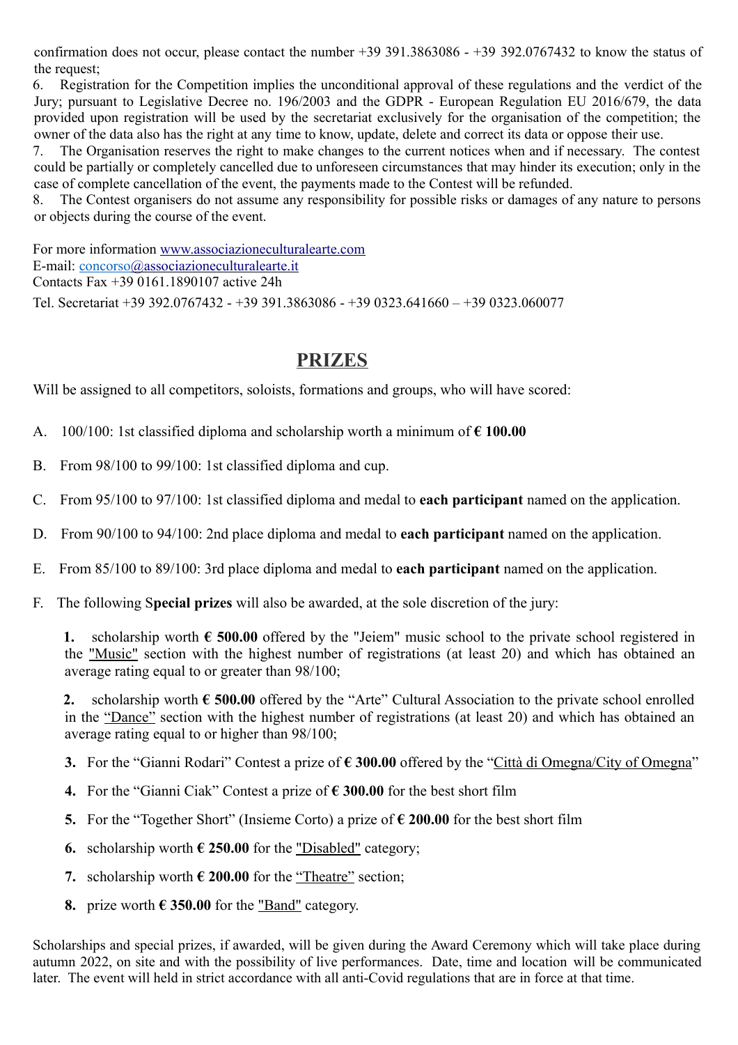confirmation does not occur, please contact the number +39 391.3863086 - +39 392.0767432 to know the status of the request;

6. Registration for the Competition implies the unconditional approval of these regulations and the verdict of the Jury; pursuant to Legislative Decree no. 196/2003 and the GDPR - European Regulation EU 2016/679, the data provided upon registration will be used by the secretariat exclusively for the organisation of the competition; the owner of the data also has the right at any time to know, update, delete and correct its data or oppose their use.

7. The Organisation reserves the right to make changes to the current notices when and if necessary. The contest could be partially or completely cancelled due to unforeseen circumstances that may hinder its execution; only in the case of complete cancellation of the event, the payments made to the Contest will be refunded.

8. The Contest organisers do not assume any responsibility for possible risks or damages of any nature to persons or objects during the course of the event.

For more information [www.associazioneculturalearte.com](http://www.associazioneculturalearte.com)
E-mail: [concorso@associazioneculturalearte.it](mailto:concorso@associazioneculturalearte.it)
Contacts Fax +39 0161.1890107 active 24h
Tel. Secretariat +39 392.0767432 - +39 391.3863086 - +39 0323.641660 – +39 0323.060077

## PRIZES

Will be assigned to all competitors, soloists, formations and groups, who will have scored:

A. 100/100: 1st classified diploma and scholarship worth a minimum of **€ 100.00**

B. From 98/100 to 99/100: 1st classified diploma and cup.

C. From 95/100 to 97/100: 1st classified diploma and medal to **each participant** named on the application.

D. From 90/100 to 94/100: 2nd place diploma and medal to **each participant** named on the application.

E. From 85/100 to 89/100: 3rd place diploma and medal to **each participant** named on the application.

F. The following S**pecial prizes** will also be awarded, at the sole discretion of the jury:

**1.** scholarship worth **€ 500.00** offered by the "Jeiem" music school to the private school registered in the "Music" section with the highest number of registrations (at least 20) and which has obtained an average rating equal to or greater than 98/100;

**2.** scholarship worth **€ 500.00** offered by the "Arte" Cultural Association to the private school enrolled in the "Dance" section with the highest number of registrations (at least 20) and which has obtained an average rating equal to or higher than 98/100;

**3.** For the "Gianni Rodari" Contest a prize of **€ 300.00** offered by the "Città di Omegna/City of Omegna"

**4.** For the "Gianni Ciak" Contest a prize of **€ 300.00** for the best short film

**5.** For the "Together Short" (Insieme Corto) a prize of **€ 200.00** for the best short film

**6.** scholarship worth **€ 250.00** for the "Disabled" category;

**7.** scholarship worth **€ 200.00** for the "Theatre" section;

**8.** prize worth **€ 350.00** for the "Band" category.

Scholarships and special prizes, if awarded, will be given during the Award Ceremony which will take place during autumn 2022, on site and with the possibility of live performances. Date, time and location will be communicated later. The event will held in strict accordance with all anti-Covid regulations that are in force at that time.